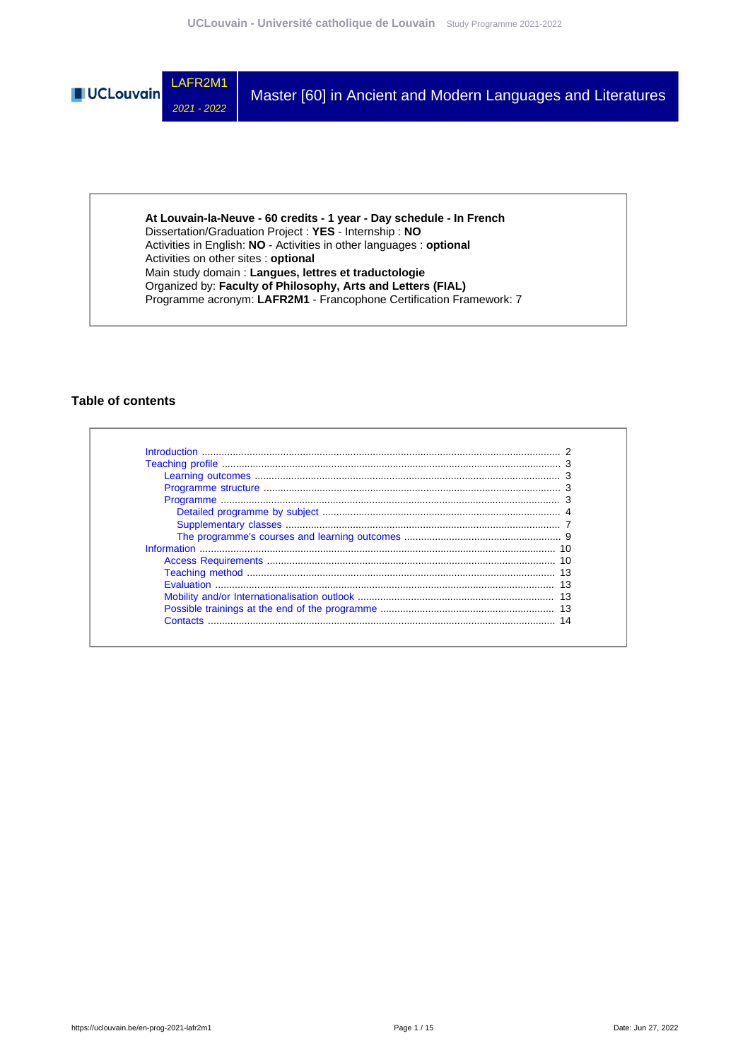LAFR2M1

*2021 - 2022*

# Master [60] in Ancient and Modern Languages and Literatures

**At Louvain-la-Neuve - 60 credits - 1 year - Day schedule - In French**
Dissertation/Graduation Project : **YES** - Internship : **NO**
Activities in English: **NO** - Activities in other languages : **optional**
Activities on other sites : **optional**
Main study domain : **Langues, lettres et traductologie**
Organized by: **Faculty of Philosophy, Arts and Letters (FIAL)**
Programme acronym: **LAFR2M1** - Francophone Certification Framework: 7

## Table of contents

- Introduction ........ 2
- Teaching profile ........ 3
  - Learning outcomes ........ 3
  - Programme structure ........ 3
  - Programme ........ 3
    - Detailed programme by subject ........ 4
    - Supplementary classes ........ 7
    - The programme's courses and learning outcomes ........ 9
- Information ........ 10
  - Access Requirements ........ 10
  - Teaching method ........ 13
  - Evaluation ........ 13
  - Mobility and/or Internationalisation outlook ........ 13
  - Possible trainings at the end of the programme ........ 13
  - Contacts ........ 14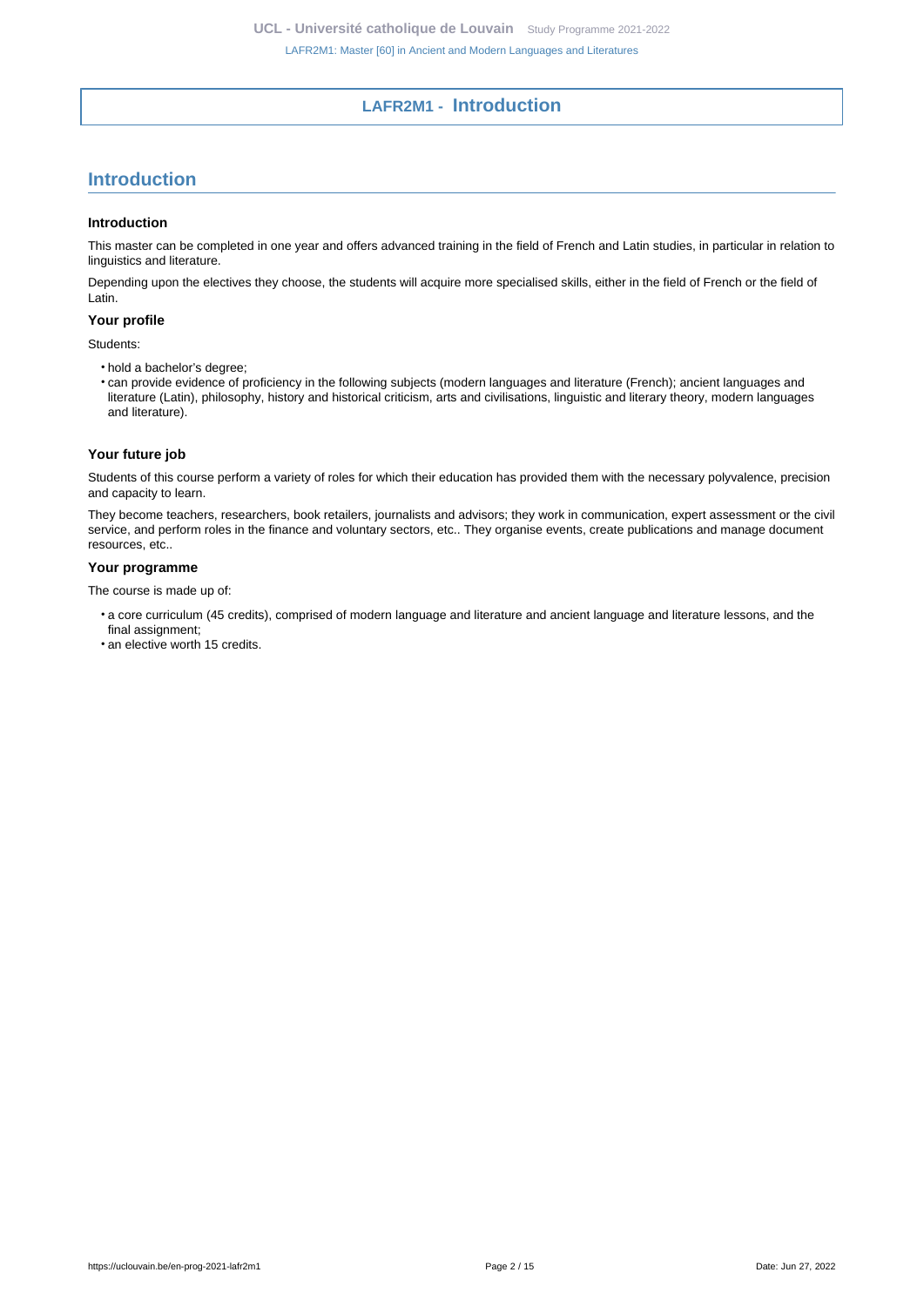# LAFR2M1 - Introduction

## Introduction

### Introduction

This master can be completed in one year and offers advanced training in the field of French and Latin studies, in particular in relation to linguistics and literature.

Depending upon the electives they choose, the students will acquire more specialised skills, either in the field of French or the field of Latin.

### Your profile

Students:

- hold a bachelor's degree;
- can provide evidence of proficiency in the following subjects (modern languages and literature (French); ancient languages and literature (Latin), philosophy, history and historical criticism, arts and civilisations, linguistic and literary theory, modern languages and literature).

### Your future job

Students of this course perform a variety of roles for which their education has provided them with the necessary polyvalence, precision and capacity to learn.

They become teachers, researchers, book retailers, journalists and advisors; they work in communication, expert assessment or the civil service, and perform roles in the finance and voluntary sectors, etc.. They organise events, create publications and manage document resources, etc..

### Your programme

The course is made up of:

- a core curriculum (45 credits), comprised of modern language and literature and ancient language and literature lessons, and the final assignment;
- an elective worth 15 credits.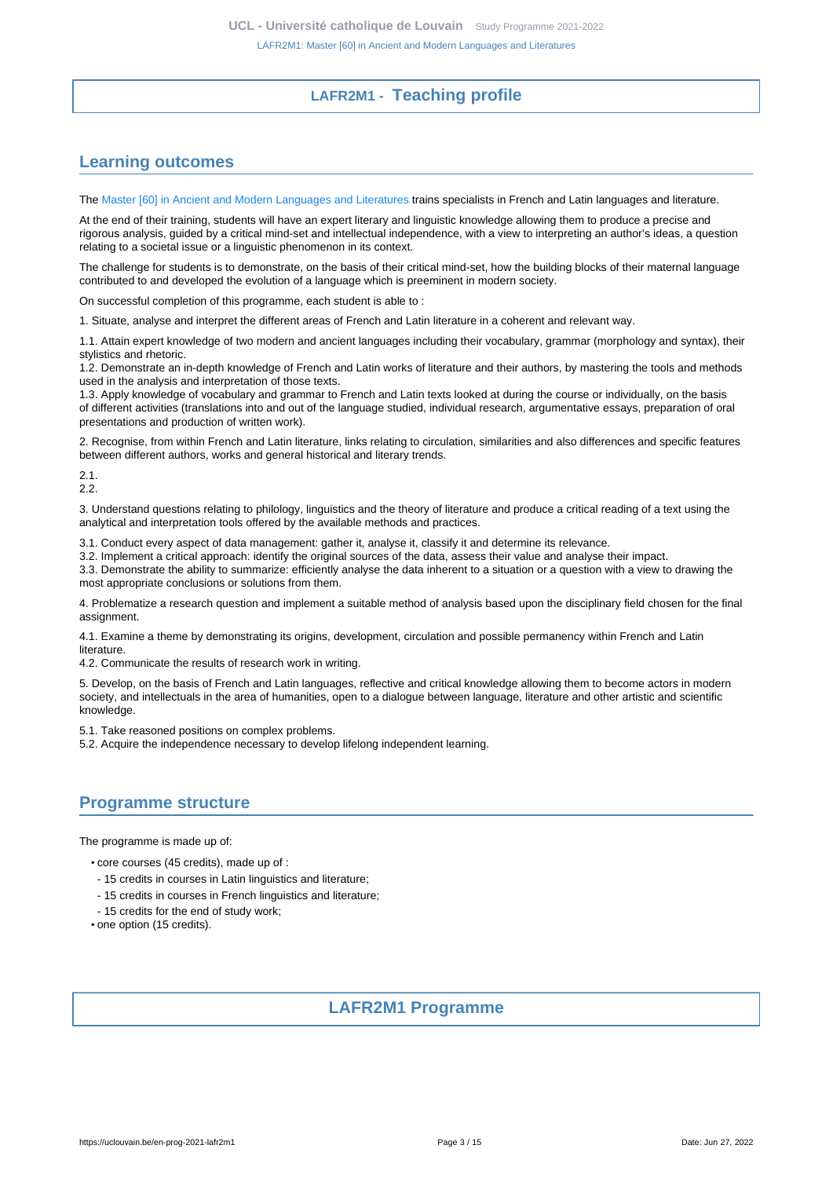# LAFR2M1 - Teaching profile

## Learning outcomes

The Master [60] in Ancient and Modern Languages and Literatures trains specialists in French and Latin languages and literature.

At the end of their training, students will have an expert literary and linguistic knowledge allowing them to produce a precise and rigorous analysis, guided by a critical mind-set and intellectual independence, with a view to interpreting an author's ideas, a question relating to a societal issue or a linguistic phenomenon in its context.

The challenge for students is to demonstrate, on the basis of their critical mind-set, how the building blocks of their maternal language contributed to and developed the evolution of a language which is preeminent in modern society.

On successful completion of this programme, each student is able to :

1. Situate, analyse and interpret the different areas of French and Latin literature in a coherent and relevant way.

1.1. Attain expert knowledge of two modern and ancient languages including their vocabulary, grammar (morphology and syntax), their stylistics and rhetoric.
1.2. Demonstrate an in-depth knowledge of French and Latin works of literature and their authors, by mastering the tools and methods used in the analysis and interpretation of those texts.
1.3. Apply knowledge of vocabulary and grammar to French and Latin texts looked at during the course or individually, on the basis of different activities (translations into and out of the language studied, individual research, argumentative essays, preparation of oral presentations and production of written work).

2. Recognise, from within French and Latin literature, links relating to circulation, similarities and also differences and specific features between different authors, works and general historical and literary trends.

2.1.
2.2.

3. Understand questions relating to philology, linguistics and the theory of literature and produce a critical reading of a text using the analytical and interpretation tools offered by the available methods and practices.

3.1. Conduct every aspect of data management: gather it, analyse it, classify it and determine its relevance.
3.2. Implement a critical approach: identify the original sources of the data, assess their value and analyse their impact.
3.3. Demonstrate the ability to summarize: efficiently analyse the data inherent to a situation or a question with a view to drawing the most appropriate conclusions or solutions from them.

4. Problematize a research question and implement a suitable method of analysis based upon the disciplinary field chosen for the final assignment.

4.1. Examine a theme by demonstrating its origins, development, circulation and possible permanency within French and Latin literature.
4.2. Communicate the results of research work in writing.

5. Develop, on the basis of French and Latin languages, reflective and critical knowledge allowing them to become actors in modern society, and intellectuals in the area of humanities, open to a dialogue between language, literature and other artistic and scientific knowledge.

5.1. Take reasoned positions on complex problems.
5.2. Acquire the independence necessary to develop lifelong independent learning.

## Programme structure

The programme is made up of:

- core courses (45 credits), made up of :
  - 15 credits in courses in Latin linguistics and literature;
  - 15 credits in courses in French linguistics and literature;
  - 15 credits for the end of study work;
- one option (15 credits).

# LAFR2M1 Programme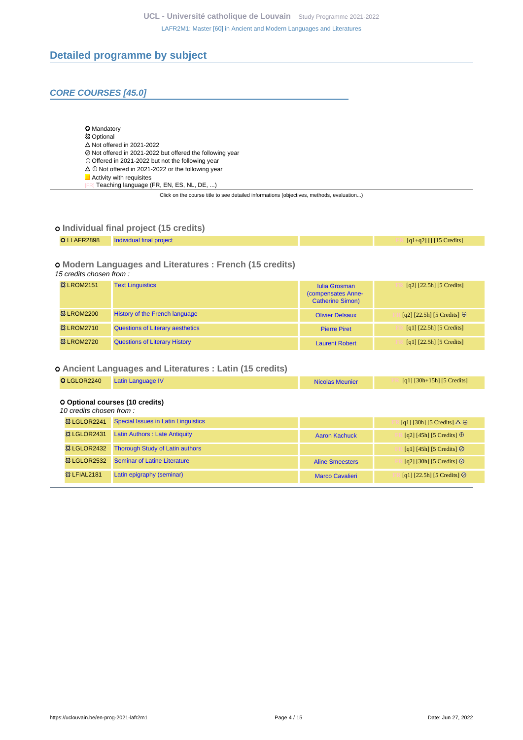## Detailed programme by subject

### CORE COURSES [45.0]

- ⭘ Mandatory
- ✿ Optional
- △ Not offered in 2021-2022
- ⊘ Not offered in 2021-2022 but offered the following year
- ⊕ Offered in 2021-2022 but not the following year
- △ ⊕ Not offered in 2021-2022 or the following year
- Activity with requisites
- [FR] Teaching language (FR, EN, ES, NL, DE, ...)

Click on the course title to see detailed informations (objectives, methods, evaluation...)

#### ⭘ Individual final project (15 credits)

| Code | Title | Teacher(s) | Details |
|---|---|---|---|
| ⭘ LLAFR2898 | Individual final project | | [FR] [q1+q2] [] [15 Credits] |

#### ⭘ Modern Languages and Literatures : French (15 credits)

*15 credits chosen from :*

| Code | Title | Teacher(s) | Details |
|---|---|---|---|
| ✿ LROM2151 | Text Linguistics | Iulia Grosman (compensates Anne-Catherine Simon) | [FR] [q2] [22.5h] [5 Credits] |
| ✿ LROM2200 | History of the French language | Olivier Delsaux | [FR] [q2] [22.5h] [5 Credits] ⊕ |
| ✿ LROM2710 | Questions of Literary aesthetics | Pierre Piret | [FR] [q1] [22.5h] [5 Credits] |
| ✿ LROM2720 | Questions of Literary History | Laurent Robert | [FR] [q1] [22.5h] [5 Credits] |

#### ⭘ Ancient Languages and Literatures : Latin (15 credits)

| Code | Title | Teacher(s) | Details |
|---|---|---|---|
| ⭘ LGLOR2240 | Latin Language IV | Nicolas Meunier | [FR] [q1] [30h+15h] [5 Credits] |

**⭘ Optional courses (10 credits)**

*10 credits chosen from :*

| Code | Title | Teacher(s) | Details |
|---|---|---|---|
| ✿ LGLOR2241 | Special Issues in Latin Linguistics | | [FR] [q1] [30h] [5 Credits] △ ⊕ |
| ✿ LGLOR2431 | Latin Authors : Late Antiquity | Aaron Kachuck | [FR] [q2] [45h] [5 Credits] ⊕ |
| ✿ LGLOR2432 | Thorough Study of Latin authors | | [FR] [q1] [45h] [5 Credits] ⊘ |
| ✿ LGLOR2532 | Seminar of Latine Literature | Aline Smeesters | [FR] [q2] [30h] [5 Credits] ⊘ |
| ✿ LFIAL2181 | Latin epigraphy (seminar) | Marco Cavalieri | [FR] [q1] [22.5h] [5 Credits] ⊘ |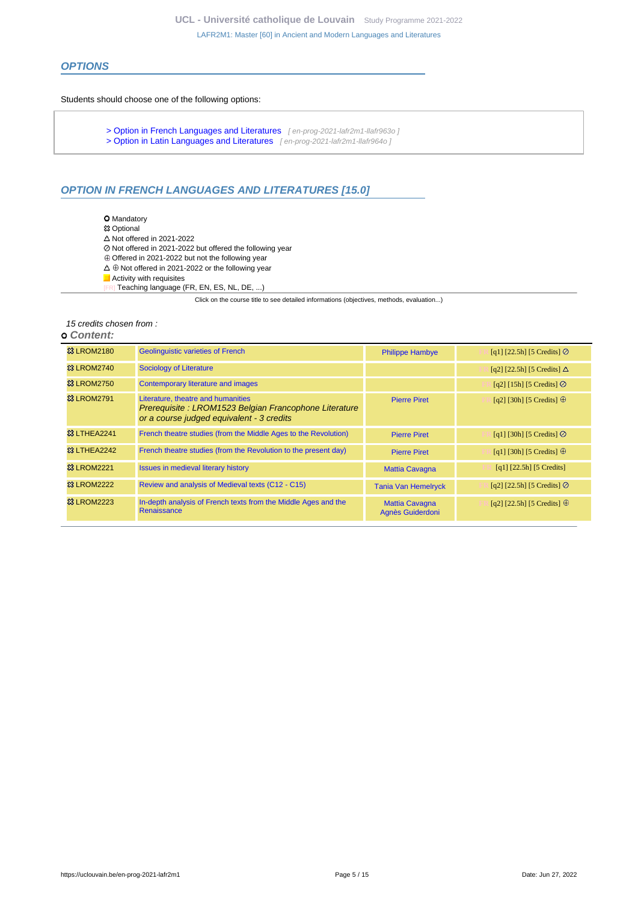## OPTIONS

Students should choose one of the following options:

> Option in French Languages and Literatures [ en-prog-2021-lafr2m1-llafr963o ]
> Option in Latin Languages and Literatures [ en-prog-2021-lafr2m1-llafr964o ]

## OPTION IN FRENCH LANGUAGES AND LITERATURES [15.0]

- ⭘ Mandatory
- ✲ Optional
- △ Not offered in 2021-2022
- ⊘ Not offered in 2021-2022 but offered the following year
- ⊕ Offered in 2021-2022 but not the following year
- △ ⊕ Not offered in 2021-2022 or the following year
- Activity with requisites
- [FR] Teaching language (FR, EN, ES, NL, DE, ...)

Click on the course title to see detailed informations (objectives, methods, evaluation...)

*15 credits chosen from :*

**⭘ Content:**

| Code | Title | Teacher(s) | Details |
|---|---|---|---|
| ✲ LROM2180 | Geolinguistic varieties of French | Philippe Hambye | [FR] [q1] [22.5h] [5 Credits] ⊘ |
| ✲ LROM2740 | Sociology of Literature | | [FR] [q2] [22.5h] [5 Credits] △ |
| ✲ LROM2750 | Contemporary literature and images | | [FR] [q2] [15h] [5 Credits] ⊘ |
| ✲ LROM2791 | Literature, theatre and humanities *Prerequisite : LROM1523 Belgian Francophone Literature or a course judged equivalent - 3 credits* | Pierre Piret | [FR] [q2] [30h] [5 Credits] ⊕ |
| ✲ LTHEA2241 | French theatre studies (from the Middle Ages to the Revolution) | Pierre Piret | [FR] [q1] [30h] [5 Credits] ⊘ |
| ✲ LTHEA2242 | French theatre studies (from the Revolution to the present day) | Pierre Piret | [FR] [q1] [30h] [5 Credits] ⊕ |
| ✲ LROM2221 | Issues in medieval literary history | Mattia Cavagna | [FR] [q1] [22.5h] [5 Credits] |
| ✲ LROM2222 | Review and analysis of Medieval texts (C12 - C15) | Tania Van Hemelryck | [FR] [q2] [22.5h] [5 Credits] ⊘ |
| ✲ LROM2223 | In-depth analysis of French texts from the Middle Ages and the Renaissance | Mattia Cavagna, Agnès Guiderdoni | [FR] [q2] [22.5h] [5 Credits] ⊕ |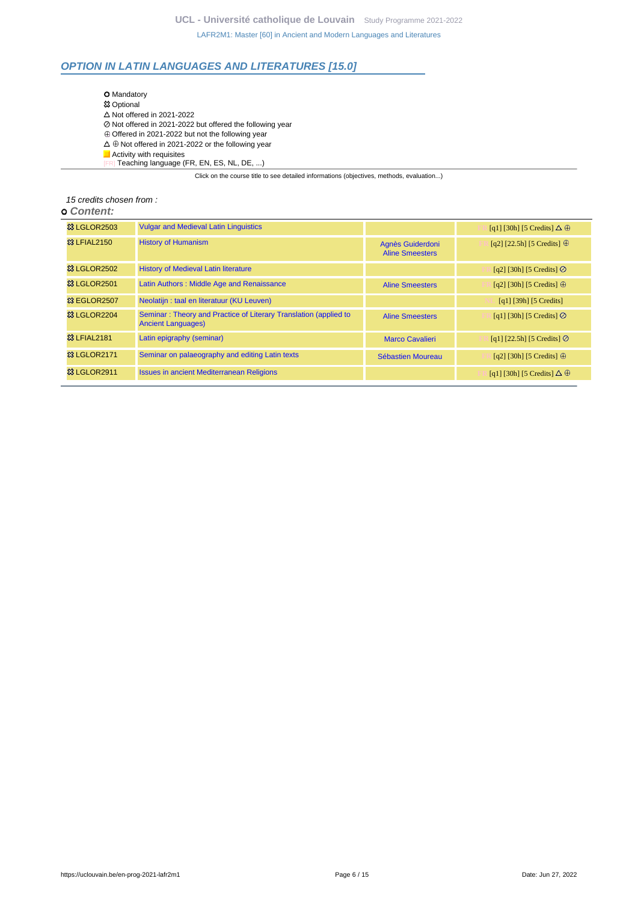## OPTION IN LATIN LANGUAGES AND LITERATURES [15.0]

- ⭘ Mandatory
- ⚹ Optional
- △ Not offered in 2021-2022
- ⊘ Not offered in 2021-2022 but offered the following year
- ⊕ Offered in 2021-2022 but not the following year
- △ ⊕ Not offered in 2021-2022 or the following year
- Activity with requisites
- [FR] Teaching language (FR, EN, ES, NL, DE, ...)

Click on the course title to see detailed informations (objectives, methods, evaluation...)

*15 credits chosen from :*

⭘ ***Content:***

| Code | Title | Teachers | Details |
|---|---|---|---|
| ⚹ LGLOR2503 | Vulgar and Medieval Latin Linguistics | | FR [q1] [30h] [5 Credits] △ ⊕ |
| ⚹ LFIAL2150 | History of Humanism | Agnès Guiderdoni<br>Aline Smeesters | FR [q2] [22.5h] [5 Credits] ⊕ |
| ⚹ LGLOR2502 | History of Medieval Latin literature | | FR [q2] [30h] [5 Credits] ⊘ |
| ⚹ LGLOR2501 | Latin Authors : Middle Age and Renaissance | Aline Smeesters | FR [q2] [30h] [5 Credits] ⊕ |
| ⚹ EGLOR2507 | Neolatijn : taal en literatuur (KU Leuven) | | NL [q1] [39h] [5 Credits] |
| ⚹ LGLOR2204 | Seminar : Theory and Practice of Literary Translation (applied to Ancient Languages) | Aline Smeesters | FR [q1] [30h] [5 Credits] ⊘ |
| ⚹ LFIAL2181 | Latin epigraphy (seminar) | Marco Cavalieri | FR [q1] [22.5h] [5 Credits] ⊘ |
| ⚹ LGLOR2171 | Seminar on palaeography and editing Latin texts | Sébastien Moureau | FR [q2] [30h] [5 Credits] ⊕ |
| ⚹ LGLOR2911 | Issues in ancient Mediterranean Religions | | FR [q1] [30h] [5 Credits] △ ⊕ |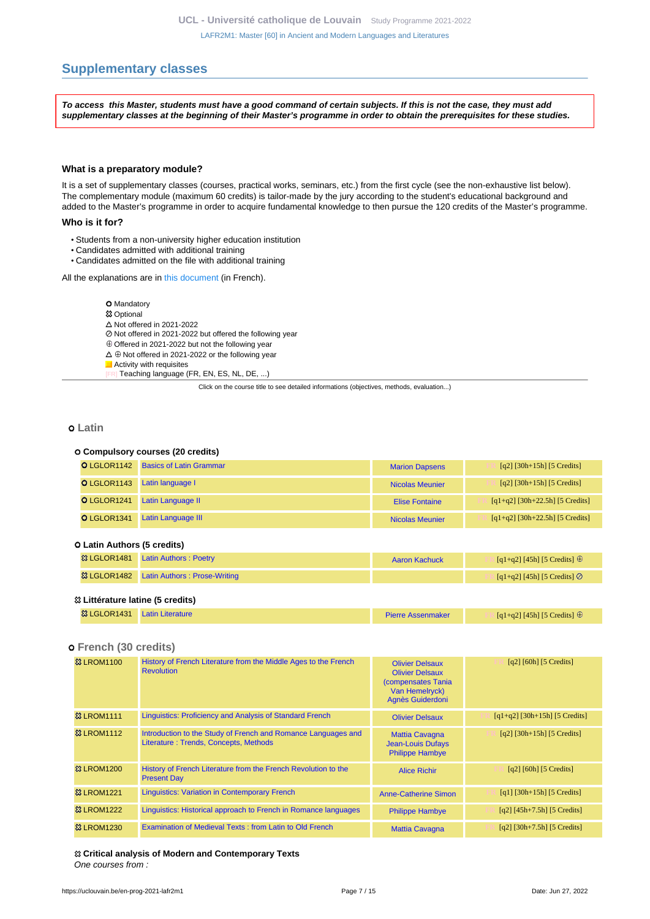## Supplementary classes

***To access this Master, students must have a good command of certain subjects. If this is not the case, they must add supplementary classes at the beginning of their Master's programme in order to obtain the prerequisites for these studies.***

**What is a preparatory module?**

It is a set of supplementary classes (courses, practical works, seminars, etc.) from the first cycle (see the non-exhaustive list below). The complementary module (maximum 60 credits) is tailor-made by the jury according to the student's educational background and added to the Master's programme in order to acquire fundamental knowledge to then pursue the 120 credits of the Master's programme.

**Who is it for?**

- Students from a non-university higher education institution
- Candidates admitted with additional training
- Candidates admitted on the file with additional training

All the explanations are in this document (in French).

O Mandatory
☋ Optional
△ Not offered in 2021-2022
⊘ Not offered in 2021-2022 but offered the following year
⊕ Offered in 2021-2022 but not the following year
△ ⊕ Not offered in 2021-2022 or the following year
■ Activity with requisites
[FR] Teaching language (FR, EN, ES, NL, DE, ...)

Click on the course title to see detailed informations (objectives, methods, evaluation...)

### o Latin

**O Compulsory courses (20 credits)**

| Code | Title | Teacher(s) | Details |
|---|---|---|---|
| O LGLOR1142 | Basics of Latin Grammar | Marion Dapsens | [FR] [q2] [30h+15h] [5 Credits] |
| O LGLOR1143 | Latin language I | Nicolas Meunier | [FR] [q2] [30h+15h] [5 Credits] |
| O LGLOR1241 | Latin Language II | Elise Fontaine | [FR] [q1+q2] [30h+22.5h] [5 Credits] |
| O LGLOR1341 | Latin Language III | Nicolas Meunier | [FR] [q1+q2] [30h+22.5h] [5 Credits] |

**O Latin Authors (5 credits)**

| Code | Title | Teacher(s) | Details |
|---|---|---|---|
| ☋ LGLOR1481 | Latin Authors : Poetry | Aaron Kachuck | [FR] [q1+q2] [45h] [5 Credits] ⊕ |
| ☋ LGLOR1482 | Latin Authors : Prose-Writing | | [FR] [q1+q2] [45h] [5 Credits] ⊘ |

**☋ Littérature latine (5 credits)**

| Code | Title | Teacher(s) | Details |
|---|---|---|---|
| ☋ LGLOR1431 | Latin Literature | Pierre Assenmaker | [FR] [q1+q2] [45h] [5 Credits] ⊕ |

### o French (30 credits)

| Code | Title | Teacher(s) | Details |
|---|---|---|---|
| ☋ LROM1100 | History of French Literature from the Middle Ages to the French Revolution | Olivier Delsaux, Olivier Delsaux (compensates Tania Van Hemelryck), Agnès Guiderdoni | [FR] [q2] [60h] [5 Credits] |
| ☋ LROM1111 | Linguistics: Proficiency and Analysis of Standard French | Olivier Delsaux | [FR] [q1+q2] [30h+15h] [5 Credits] |
| ☋ LROM1112 | Introduction to the Study of French and Romance Languages and Literature : Trends, Concepts, Methods | Mattia Cavagna, Jean-Louis Dufays, Philippe Hambye | [FR] [q2] [30h+15h] [5 Credits] |
| ☋ LROM1200 | History of French Literature from the French Revolution to the Present Day | Alice Richir | [FR] [q2] [60h] [5 Credits] |
| ☋ LROM1221 | Linguistics: Variation in Contemporary French | Anne-Catherine Simon | [FR] [q1] [30h+15h] [5 Credits] |
| ☋ LROM1222 | Linguistics: Historical approach to French in Romance languages | Philippe Hambye | [FR] [q2] [45h+7.5h] [5 Credits] |
| ☋ LROM1230 | Examination of Medieval Texts : from Latin to Old French | Mattia Cavagna | [FR] [q2] [30h+7.5h] [5 Credits] |

**☋ Critical analysis of Modern and Contemporary Texts**

*One courses from :*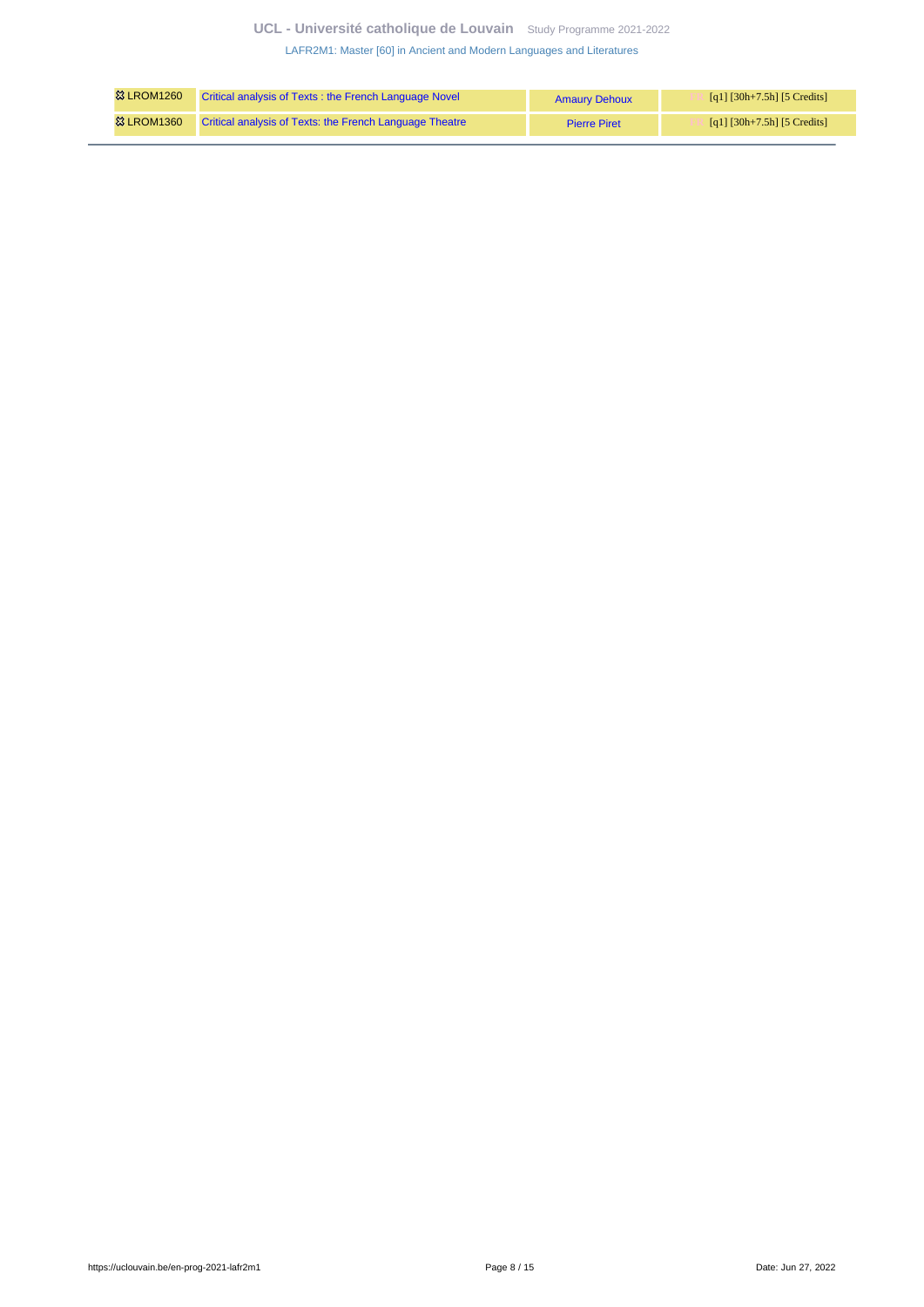| | | | |
|---|---|---|---|
| 🞮 LROM1260 | Critical analysis of Texts : the French Language Novel | Amaury Dehoux | FR [q1] [30h+7.5h] [5 Credits] |
| 🞮 LROM1360 | Critical analysis of Texts: the French Language Theatre | Pierre Piret | FR [q1] [30h+7.5h] [5 Credits] |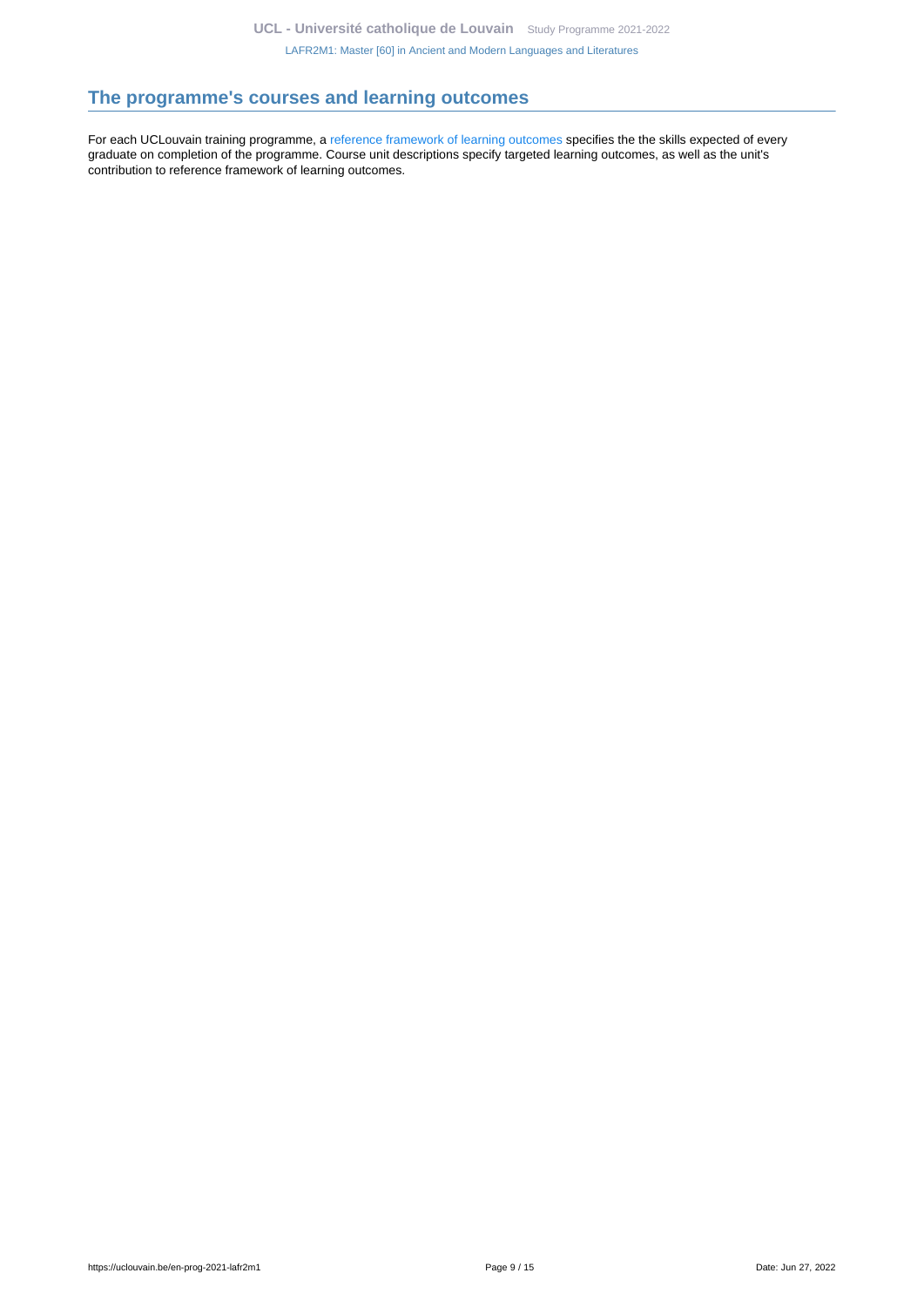## The programme's courses and learning outcomes

For each UCLouvain training programme, a reference framework of learning outcomes specifies the the skills expected of every graduate on completion of the programme. Course unit descriptions specify targeted learning outcomes, as well as the unit's contribution to reference framework of learning outcomes.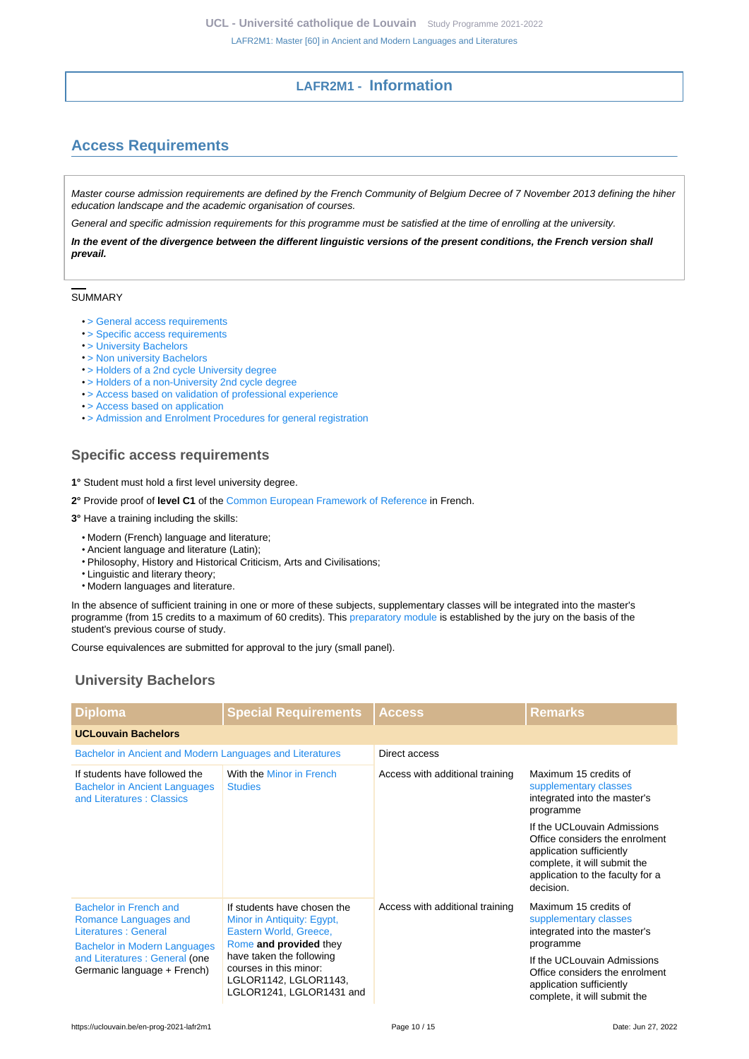## LAFR2M1 - Information

## Access Requirements

*Master course admission requirements are defined by the French Community of Belgium Decree of 7 November 2013 defining the hiher education landscape and the academic organisation of courses.*

*General and specific admission requirements for this programme must be satisfied at the time of enrolling at the university.*

***In the event of the divergence between the different linguistic versions of the present conditions, the French version shall prevail.***

SUMMARY

- > General access requirements
- > Specific access requirements
- > University Bachelors
- > Non university Bachelors
- > Holders of a 2nd cycle University degree
- > Holders of a non-University 2nd cycle degree
- > Access based on validation of professional experience
- > Access based on application
- > Admission and Enrolment Procedures for general registration

### Specific access requirements

**1°** Student must hold a first level university degree.

**2°** Provide proof of **level C1** of the Common European Framework of Reference in French.

**3°** Have a training including the skills:

- Modern (French) language and literature;
- Ancient language and literature (Latin);
- Philosophy, History and Historical Criticism, Arts and Civilisations;
- Linguistic and literary theory;
- Modern languages and literature.

In the absence of sufficient training in one or more of these subjects, supplementary classes will be integrated into the master's programme (from 15 credits to a maximum of 60 credits). This preparatory module is established by the jury on the basis of the student's previous course of study.

Course equivalences are submitted for approval to the jury (small panel).

### University Bachelors

| Diploma | Special Requirements | Access | Remarks |
|---|---|---|---|
| **UCLouvain Bachelors** | | | |
| Bachelor in Ancient and Modern Languages and Literatures | | Direct access | |
| If students have followed the Bachelor in Ancient Languages and Literatures : Classics | With the Minor in French Studies | Access with additional training | Maximum 15 credits of supplementary classes integrated into the master's programme<br><br>If the UCLouvain Admissions Office considers the enrolment application sufficiently complete, it will submit the application to the faculty for a decision. |
| Bachelor in French and Romance Languages and Literatures : General<br><br>Bachelor in Modern Languages and Literatures : General (one Germanic language + French) | If students have chosen the Minor in Antiquity: Egypt, Eastern World, Greece, Rome **and provided** they have taken the following courses in this minor: LGLOR1142, LGLOR1143, LGLOR1241, LGLOR1431 and | Access with additional training | Maximum 15 credits of supplementary classes integrated into the master's programme<br><br>If the UCLouvain Admissions Office considers the enrolment application sufficiently complete, it will submit the |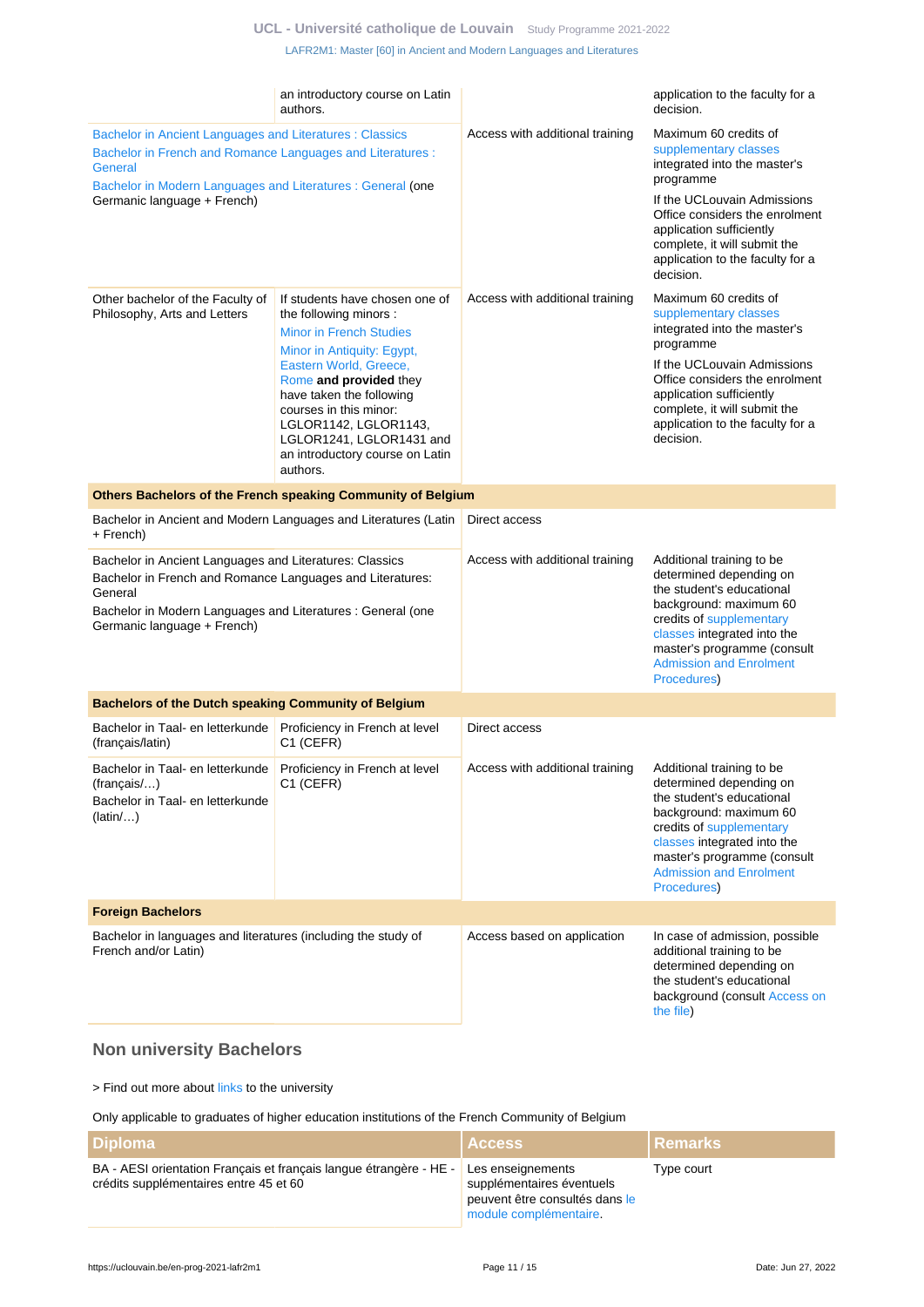| | | | |
|---|---|---|---|
| | an introductory course on Latin authors. | | application to the faculty for a decision. |
| Bachelor in Ancient Languages and Literatures : Classics<br>Bachelor in French and Romance Languages and Literatures : General<br>Bachelor in Modern Languages and Literatures : General (one Germanic language + French) | | Access with additional training | Maximum 60 credits of supplementary classes integrated into the master's programme<br>If the UCLouvain Admissions Office considers the enrolment application sufficiently complete, it will submit the application to the faculty for a decision. |
| Other bachelor of the Faculty of Philosophy, Arts and Letters | If students have chosen one of the following minors :<br>Minor in French Studies<br>Minor in Antiquity: Egypt, Eastern World, Greece, Rome **and provided** they have taken the following courses in this minor: LGLOR1142, LGLOR1143, LGLOR1241, LGLOR1431 and an introductory course on Latin authors. | Access with additional training | Maximum 60 credits of supplementary classes integrated into the master's programme<br>If the UCLouvain Admissions Office considers the enrolment application sufficiently complete, it will submit the application to the faculty for a decision. |
| **Others Bachelors of the French speaking Community of Belgium** | | | |
| Bachelor in Ancient and Modern Languages and Literatures (Latin + French) | | Direct access | |
| Bachelor in Ancient Languages and Literatures: Classics<br>Bachelor in French and Romance Languages and Literatures: General<br>Bachelor in Modern Languages and Literatures : General (one Germanic language + French) | | Access with additional training | Additional training to be determined depending on the student's educational background: maximum 60 credits of supplementary classes integrated into the master's programme (consult Admission and Enrolment Procedures) |
| **Bachelors of the Dutch speaking Community of Belgium** | | | |
| Bachelor in Taal- en letterkunde (français/latin) | Proficiency in French at level C1 (CEFR) | Direct access | |
| Bachelor in Taal- en letterkunde (français/…)<br>Bachelor in Taal- en letterkunde (latin/…) | Proficiency in French at level C1 (CEFR) | Access with additional training | Additional training to be determined depending on the student's educational background: maximum 60 credits of supplementary classes integrated into the master's programme (consult Admission and Enrolment Procedures) |
| **Foreign Bachelors** | | | |
| Bachelor in languages and literatures (including the study of French and/or Latin) | | Access based on application | In case of admission, possible additional training to be determined depending on the student's educational background (consult Access on the file) |

## Non university Bachelors

> Find out more about links to the university

Only applicable to graduates of higher education institutions of the French Community of Belgium

| Diploma | Access | Remarks |
|---|---|---|
| BA - AESI orientation Français et français langue étrangère - HE - crédits supplémentaires entre 45 et 60 | Les enseignements supplémentaires éventuels peuvent être consultés dans le module complémentaire. | Type court |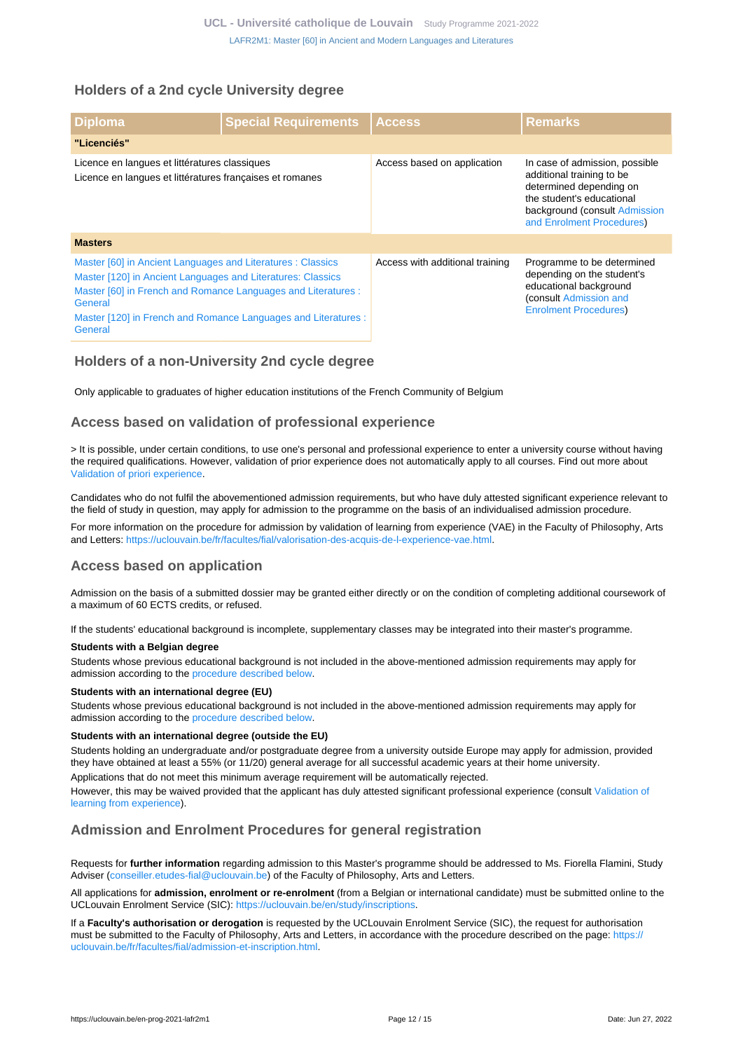### Holders of a 2nd cycle University degree

| Diploma | Special Requirements | Access | Remarks |
|---|---|---|---|
| **"Licenciés"** | | | |
| Licence en langues et littératures classiques<br>Licence en langues et littératures françaises et romanes | | Access based on application | In case of admission, possible additional training to be determined depending on the student's educational background (consult Admission and Enrolment Procedures) |
| **Masters** | | | |
| Master [60] in Ancient Languages and Literatures : Classics<br>Master [120] in Ancient Languages and Literatures: Classics<br>Master [60] in French and Romance Languages and Literatures : General<br>Master [120] in French and Romance Languages and Literatures : General | | Access with additional training | Programme to be determined depending on the student's educational background (consult Admission and Enrolment Procedures) |

### Holders of a non-University 2nd cycle degree

Only applicable to graduates of higher education institutions of the French Community of Belgium

### Access based on validation of professional experience

> It is possible, under certain conditions, to use one's personal and professional experience to enter a university course without having the required qualifications. However, validation of prior experience does not automatically apply to all courses. Find out more about Validation of priori experience.

Candidates who do not fulfil the abovementioned admission requirements, but who have duly attested significant experience relevant to the field of study in question, may apply for admission to the programme on the basis of an individualised admission procedure.

For more information on the procedure for admission by validation of learning from experience (VAE) in the Faculty of Philosophy, Arts and Letters: https://uclouvain.be/fr/facultes/fial/valorisation-des-acquis-de-l-experience-vae.html.

### Access based on application

Admission on the basis of a submitted dossier may be granted either directly or on the condition of completing additional coursework of a maximum of 60 ECTS credits, or refused.

If the students' educational background is incomplete, supplementary classes may be integrated into their master's programme.

**Students with a Belgian degree**

Students whose previous educational background is not included in the above-mentioned admission requirements may apply for admission according to the procedure described below.

**Students with an international degree (EU)**

Students whose previous educational background is not included in the above-mentioned admission requirements may apply for admission according to the procedure described below.

**Students with an international degree (outside the EU)**

Students holding an undergraduate and/or postgraduate degree from a university outside Europe may apply for admission, provided they have obtained at least a 55% (or 11/20) general average for all successful academic years at their home university.

Applications that do not meet this minimum average requirement will be automatically rejected.

However, this may be waived provided that the applicant has duly attested significant professional experience (consult Validation of learning from experience).

### Admission and Enrolment Procedures for general registration

Requests for **further information** regarding admission to this Master's programme should be addressed to Ms. Fiorella Flamini, Study Adviser (conseiller.etudes-fial@uclouvain.be) of the Faculty of Philosophy, Arts and Letters.

All applications for **admission, enrolment or re-enrolment** (from a Belgian or international candidate) must be submitted online to the UCLouvain Enrolment Service (SIC): https://uclouvain.be/en/study/inscriptions.

If a **Faculty's authorisation or derogation** is requested by the UCLouvain Enrolment Service (SIC), the request for authorisation must be submitted to the Faculty of Philosophy, Arts and Letters, in accordance with the procedure described on the page: https://uclouvain.be/fr/facultes/fial/admission-et-inscription.html.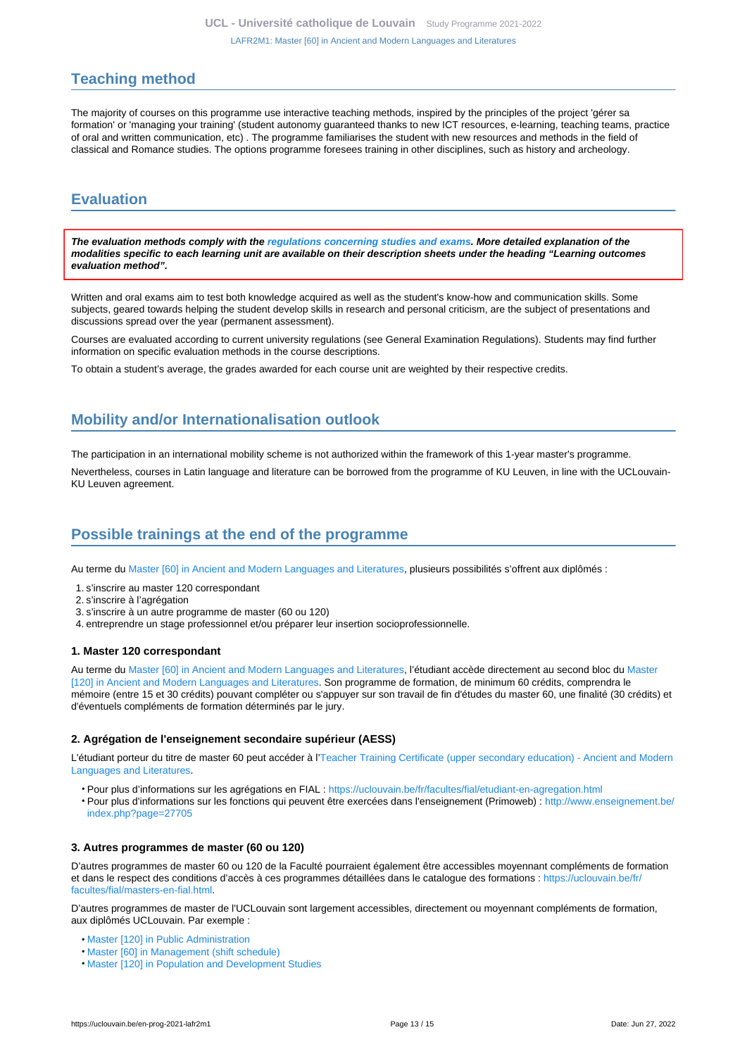## Teaching method

The majority of courses on this programme use interactive teaching methods, inspired by the principles of the project 'gérer sa formation' or 'managing your training' (student autonomy guaranteed thanks to new ICT resources, e-learning, teaching teams, practice of oral and written communication, etc) . The programme familiarises the student with new resources and methods in the field of classical and Romance studies. The options programme foresees training in other disciplines, such as history and archeology.

## Evaluation

***The evaluation methods comply with the regulations concerning studies and exams. More detailed explanation of the modalities specific to each learning unit are available on their description sheets under the heading "Learning outcomes evaluation method".***

Written and oral exams aim to test both knowledge acquired as well as the student's know-how and communication skills. Some subjects, geared towards helping the student develop skills in research and personal criticism, are the subject of presentations and discussions spread over the year (permanent assessment).

Courses are evaluated according to current university regulations (see General Examination Regulations). Students may find further information on specific evaluation methods in the course descriptions.

To obtain a student's average, the grades awarded for each course unit are weighted by their respective credits.

## Mobility and/or Internationalisation outlook

The participation in an international mobility scheme is not authorized within the framework of this 1-year master's programme.

Nevertheless, courses in Latin language and literature can be borrowed from the programme of KU Leuven, in line with the UCLouvain-KU Leuven agreement.

## Possible trainings at the end of the programme

Au terme du Master [60] in Ancient and Modern Languages and Literatures, plusieurs possibilités s'offrent aux diplômés :

1. s'inscrire au master 120 correspondant
2. s'inscrire à l'agrégation
3. s'inscrire à un autre programme de master (60 ou 120)
4. entreprendre un stage professionnel et/ou préparer leur insertion socioprofessionnelle.

### 1. Master 120 correspondant

Au terme du Master [60] in Ancient and Modern Languages and Literatures, l'étudiant accède directement au second bloc du Master [120] in Ancient and Modern Languages and Literatures. Son programme de formation, de minimum 60 crédits, comprendra le mémoire (entre 15 et 30 crédits) pouvant compléter ou s'appuyer sur son travail de fin d'études du master 60, une finalité (30 crédits) et d'éventuels compléments de formation déterminés par le jury.

### 2. Agrégation de l'enseignement secondaire supérieur (AESS)

L'étudiant porteur du titre de master 60 peut accéder à l'Teacher Training Certificate (upper secondary education) - Ancient and Modern Languages and Literatures.

- Pour plus d'informations sur les agrégations en FIAL : https://uclouvain.be/fr/facultes/fial/etudiant-en-agregation.html
- Pour plus d'informations sur les fonctions qui peuvent être exercées dans l'enseignement (Primoweb) : http://www.enseignement.be/index.php?page=27705

### 3. Autres programmes de master (60 ou 120)

D'autres programmes de master 60 ou 120 de la Faculté pourraient également être accessibles moyennant compléments de formation et dans le respect des conditions d'accès à ces programmes détaillées dans le catalogue des formations : https://uclouvain.be/fr/facultes/fial/masters-en-fial.html.

D'autres programmes de master de l'UCLouvain sont largement accessibles, directement ou moyennant compléments de formation, aux diplômés UCLouvain. Par exemple :

- Master [120] in Public Administration
- Master [60] in Management (shift schedule)
- Master [120] in Population and Development Studies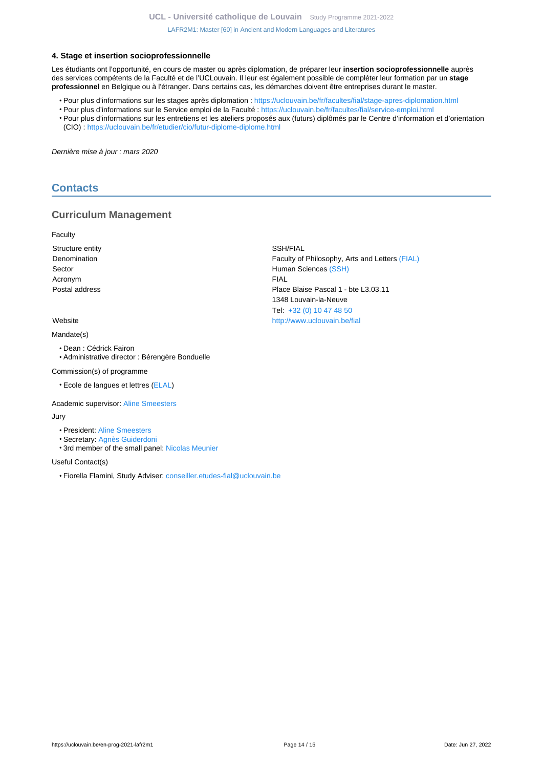#### 4. Stage et insertion socioprofessionnelle

Les étudiants ont l'opportunité, en cours de master ou après diplomation, de préparer leur **insertion socioprofessionnelle** auprès des services compétents de la Faculté et de l'UCLouvain. Il leur est également possible de compléter leur formation par un **stage professionnel** en Belgique ou à l'étranger. Dans certains cas, les démarches doivent être entreprises durant le master.

- Pour plus d'informations sur les stages après diplomation : https://uclouvain.be/fr/facultes/fial/stage-apres-diplomation.html
- Pour plus d'informations sur le Service emploi de la Faculté : https://uclouvain.be/fr/facultes/fial/service-emploi.html
- Pour plus d'informations sur les entretiens et les ateliers proposés aux (futurs) diplômés par le Centre d'information et d'orientation (CIO) : https://uclouvain.be/fr/etudier/cio/futur-diplome-diplome.html

*Dernière mise à jour : mars 2020*

## Contacts

### Curriculum Management

Faculty

| | |
|---|---|
| Structure entity | SSH/FIAL |
| Denomination | Faculty of Philosophy, Arts and Letters (FIAL) |
| Sector | Human Sciences (SSH) |
| Acronym | FIAL |
| Postal address | Place Blaise Pascal 1 - bte L3.03.11<br>1348 Louvain-la-Neuve<br>Tel: +32 (0) 10 47 48 50 |
| Website | http://www.uclouvain.be/fial |

Mandate(s)

- Dean : Cédrick Fairon
- Administrative director : Bérengère Bonduelle

Commission(s) of programme

- Ecole de langues et lettres (ELAL)

Academic supervisor: Aline Smeesters

Jury

- President: Aline Smeesters
- Secretary: Agnès Guiderdoni
- 3rd member of the small panel: Nicolas Meunier

Useful Contact(s)

- Fiorella Flamini, Study Adviser: conseiller.etudes-fial@uclouvain.be